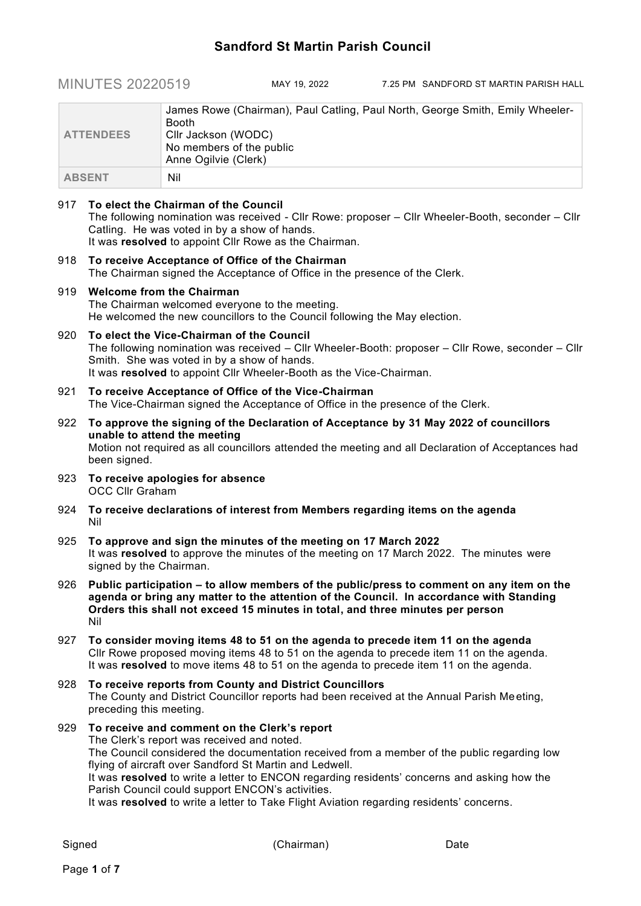# Sandford St Martin Parish Council

MINUTES 20220519 MAY 19, 2022 7.25 PM SANDFORD ST MARTIN PARISH HALL

| | |
|---|---|
| **ATTENDEES** | James Rowe (Chairman), Paul Catling, Paul North, George Smith, Emily Wheeler-Booth<br>Cllr Jackson (WODC)<br>No members of the public<br>Anne Ogilvie (Clerk) |
| **ABSENT** | Nil |

917 **To elect the Chairman of the Council**
The following nomination was received - Cllr Rowe: proposer – Cllr Wheeler-Booth, seconder – Cllr Catling. He was voted in by a show of hands.
It was **resolved** to appoint Cllr Rowe as the Chairman.

918 **To receive Acceptance of Office of the Chairman**
The Chairman signed the Acceptance of Office in the presence of the Clerk.

919 **Welcome from the Chairman**
The Chairman welcomed everyone to the meeting.
He welcomed the new councillors to the Council following the May election.

920 **To elect the Vice-Chairman of the Council**
The following nomination was received – Cllr Wheeler-Booth: proposer – Cllr Rowe, seconder – Cllr Smith. She was voted in by a show of hands.
It was **resolved** to appoint Cllr Wheeler-Booth as the Vice-Chairman.

921 **To receive Acceptance of Office of the Vice-Chairman**
The Vice-Chairman signed the Acceptance of Office in the presence of the Clerk.

922 **To approve the signing of the Declaration of Acceptance by 31 May 2022 of councillors unable to attend the meeting**
Motion not required as all councillors attended the meeting and all Declaration of Acceptances had been signed.

923 **To receive apologies for absence**
OCC Cllr Graham

924 **To receive declarations of interest from Members regarding items on the agenda**
Nil

925 **To approve and sign the minutes of the meeting on 17 March 2022**
It was **resolved** to approve the minutes of the meeting on 17 March 2022. The minutes were signed by the Chairman.

926 **Public participation – to allow members of the public/press to comment on any item on the agenda or bring any matter to the attention of the Council. In accordance with Standing Orders this shall not exceed 15 minutes in total, and three minutes per person**
Nil

927 **To consider moving items 48 to 51 on the agenda to precede item 11 on the agenda**
Cllr Rowe proposed moving items 48 to 51 on the agenda to precede item 11 on the agenda.
It was **resolved** to move items 48 to 51 on the agenda to precede item 11 on the agenda.

928 **To receive reports from County and District Councillors**
The County and District Councillor reports had been received at the Annual Parish Meeting, preceding this meeting.

929 **To receive and comment on the Clerk's report**
The Clerk's report was received and noted.
The Council considered the documentation received from a member of the public regarding low flying of aircraft over Sandford St Martin and Ledwell.
It was **resolved** to write a letter to ENCON regarding residents' concerns and asking how the Parish Council could support ENCON's activities.
It was **resolved** to write a letter to Take Flight Aviation regarding residents' concerns.

Signed (Chairman) Date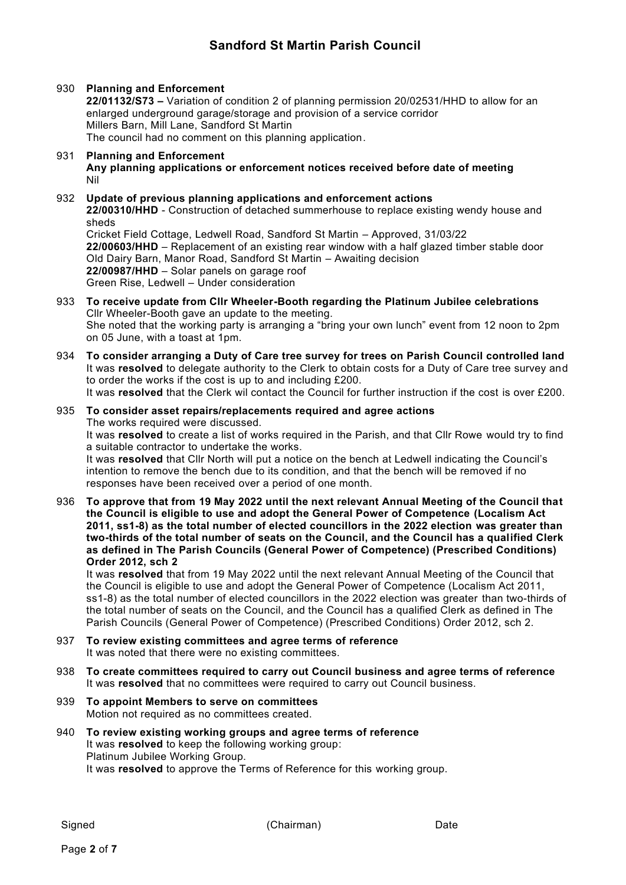# Sandford St Martin Parish Council

930 **Planning and Enforcement**

**22/01132/S73 –** Variation of condition 2 of planning permission 20/02531/HHD to allow for an enlarged underground garage/storage and provision of a service corridor
Millers Barn, Mill Lane, Sandford St Martin
The council had no comment on this planning application.

931 **Planning and Enforcement**

**Any planning applications or enforcement notices received before date of meeting**
Nil

932 **Update of previous planning applications and enforcement actions**

**22/00310/HHD** - Construction of detached summerhouse to replace existing wendy house and sheds
Cricket Field Cottage, Ledwell Road, Sandford St Martin – Approved, 31/03/22
**22/00603/HHD** – Replacement of an existing rear window with a half glazed timber stable door
Old Dairy Barn, Manor Road, Sandford St Martin – Awaiting decision
**22/00987/HHD** – Solar panels on garage roof
Green Rise, Ledwell – Under consideration

933 **To receive update from Cllr Wheeler-Booth regarding the Platinum Jubilee celebrations**

Cllr Wheeler-Booth gave an update to the meeting.
She noted that the working party is arranging a "bring your own lunch" event from 12 noon to 2pm on 05 June, with a toast at 1pm.

934 **To consider arranging a Duty of Care tree survey for trees on Parish Council controlled land**

It was **resolved** to delegate authority to the Clerk to obtain costs for a Duty of Care tree survey and to order the works if the cost is up to and including £200.
It was **resolved** that the Clerk wil contact the Council for further instruction if the cost is over £200.

935 **To consider asset repairs/replacements required and agree actions**

The works required were discussed.
It was **resolved** to create a list of works required in the Parish, and that Cllr Rowe would try to find a suitable contractor to undertake the works.
It was **resolved** that Cllr North will put a notice on the bench at Ledwell indicating the Council's intention to remove the bench due to its condition, and that the bench will be removed if no responses have been received over a period of one month.

936 **To approve that from 19 May 2022 until the next relevant Annual Meeting of the Council that the Council is eligible to use and adopt the General Power of Competence (Localism Act 2011, ss1-8) as the total number of elected councillors in the 2022 election was greater than two-thirds of the total number of seats on the Council, and the Council has a qualified Clerk as defined in The Parish Councils (General Power of Competence) (Prescribed Conditions) Order 2012, sch 2**

It was **resolved** that from 19 May 2022 until the next relevant Annual Meeting of the Council that the Council is eligible to use and adopt the General Power of Competence (Localism Act 2011, ss1-8) as the total number of elected councillors in the 2022 election was greater than two-thirds of the total number of seats on the Council, and the Council has a qualified Clerk as defined in The Parish Councils (General Power of Competence) (Prescribed Conditions) Order 2012, sch 2.

937 **To review existing committees and agree terms of reference**

It was noted that there were no existing committees.

938 **To create committees required to carry out Council business and agree terms of reference**

It was **resolved** that no committees were required to carry out Council business.

939 **To appoint Members to serve on committees**

Motion not required as no committees created.

940 **To review existing working groups and agree terms of reference**

It was **resolved** to keep the following working group:
Platinum Jubilee Working Group.
It was **resolved** to approve the Terms of Reference for this working group.

Signed (Chairman) Date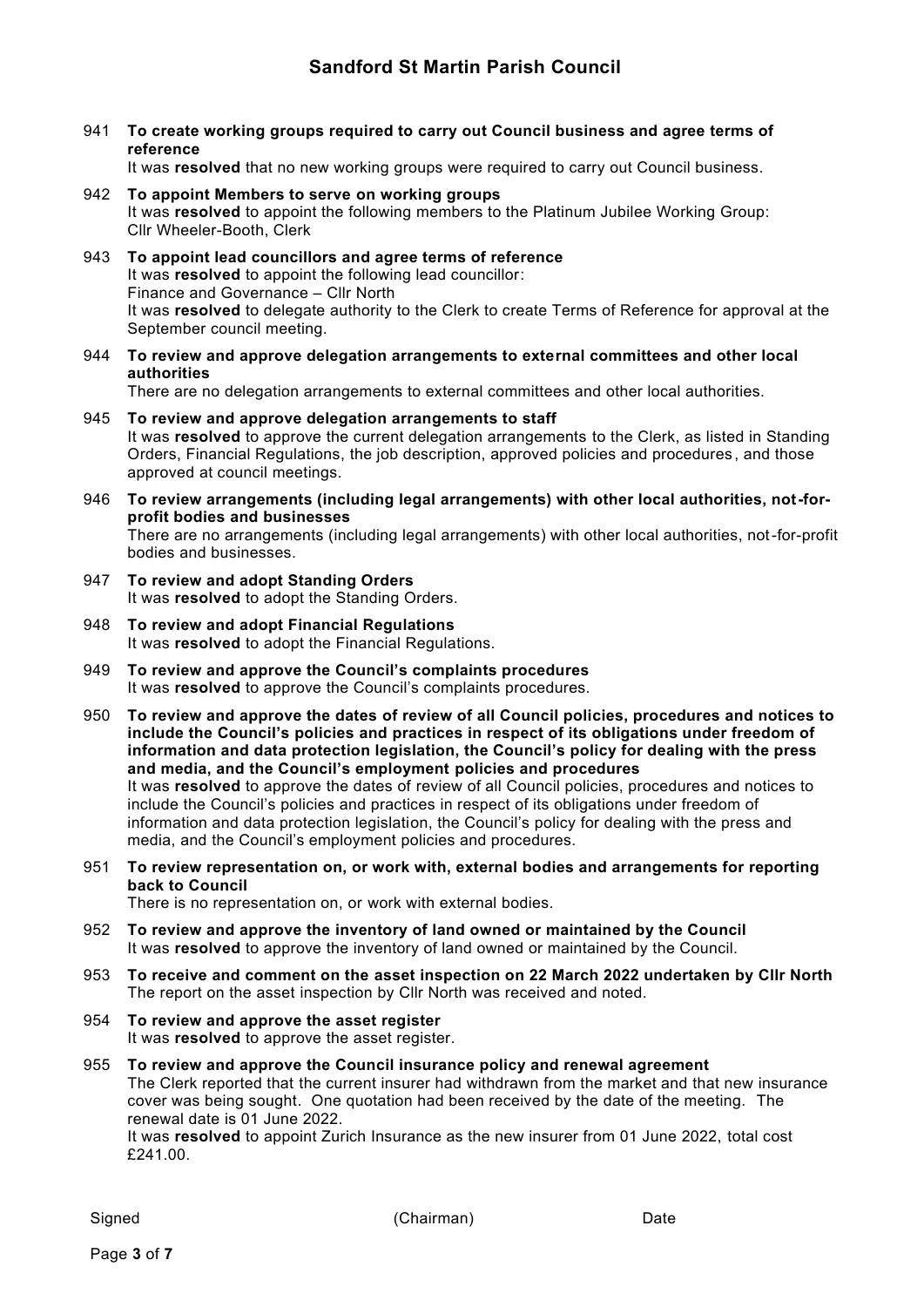941 **To create working groups required to carry out Council business and agree terms of reference**
It was **resolved** that no new working groups were required to carry out Council business.

942 **To appoint Members to serve on working groups**
It was **resolved** to appoint the following members to the Platinum Jubilee Working Group:
Cllr Wheeler-Booth, Clerk

943 **To appoint lead councillors and agree terms of reference**
It was **resolved** to appoint the following lead councillor:
Finance and Governance – Cllr North
It was **resolved** to delegate authority to the Clerk to create Terms of Reference for approval at the September council meeting.

944 **To review and approve delegation arrangements to external committees and other local authorities**
There are no delegation arrangements to external committees and other local authorities.

945 **To review and approve delegation arrangements to staff**
It was **resolved** to approve the current delegation arrangements to the Clerk, as listed in Standing Orders, Financial Regulations, the job description, approved policies and procedures, and those approved at council meetings.

946 **To review arrangements (including legal arrangements) with other local authorities, not-for-profit bodies and businesses**
There are no arrangements (including legal arrangements) with other local authorities, not-for-profit bodies and businesses.

947 **To review and adopt Standing Orders**
It was **resolved** to adopt the Standing Orders.

948 **To review and adopt Financial Regulations**
It was **resolved** to adopt the Financial Regulations.

949 **To review and approve the Council's complaints procedures**
It was **resolved** to approve the Council's complaints procedures.

950 **To review and approve the dates of review of all Council policies, procedures and notices to include the Council's policies and practices in respect of its obligations under freedom of information and data protection legislation, the Council's policy for dealing with the press and media, and the Council's employment policies and procedures**
It was **resolved** to approve the dates of review of all Council policies, procedures and notices to include the Council's policies and practices in respect of its obligations under freedom of information and data protection legislation, the Council's policy for dealing with the press and media, and the Council's employment policies and procedures.

951 **To review representation on, or work with, external bodies and arrangements for reporting back to Council**
There is no representation on, or work with external bodies.

952 **To review and approve the inventory of land owned or maintained by the Council**
It was **resolved** to approve the inventory of land owned or maintained by the Council.

953 **To receive and comment on the asset inspection on 22 March 2022 undertaken by Cllr North**
The report on the asset inspection by Cllr North was received and noted.

954 **To review and approve the asset register**
It was **resolved** to approve the asset register.

955 **To review and approve the Council insurance policy and renewal agreement**
The Clerk reported that the current insurer had withdrawn from the market and that new insurance cover was being sought. One quotation had been received by the date of the meeting. The renewal date is 01 June 2022.
It was **resolved** to appoint Zurich Insurance as the new insurer from 01 June 2022, total cost £241.00.

Signed (Chairman) Date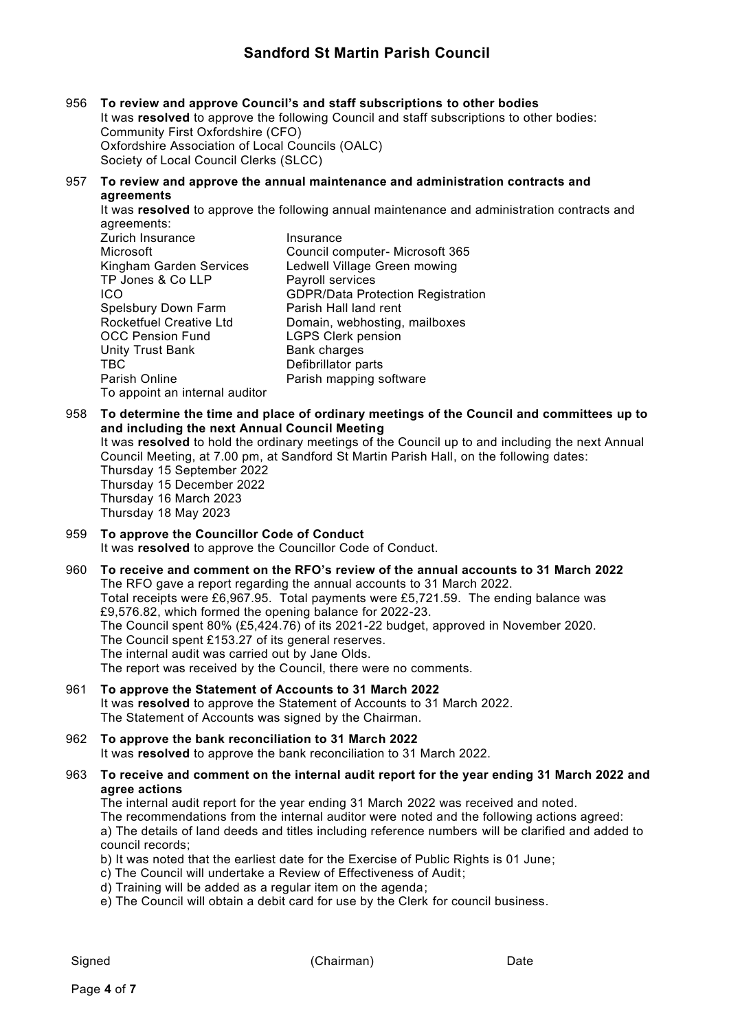**956 To review and approve Council's and staff subscriptions to other bodies**

It was **resolved** to approve the following Council and staff subscriptions to other bodies:
Community First Oxfordshire (CFO)
Oxfordshire Association of Local Councils (OALC)
Society of Local Council Clerks (SLCC)

**957 To review and approve the annual maintenance and administration contracts and agreements**

It was **resolved** to approve the following annual maintenance and administration contracts and agreements:

| | |
|---|---|
| Zurich Insurance | Insurance |
| Microsoft | Council computer- Microsoft 365 |
| Kingham Garden Services | Ledwell Village Green mowing |
| TP Jones & Co LLP | Payroll services |
| ICO | GDPR/Data Protection Registration |
| Spelsbury Down Farm | Parish Hall land rent |
| Rocketfuel Creative Ltd | Domain, webhosting, mailboxes |
| OCC Pension Fund | LGPS Clerk pension |
| Unity Trust Bank | Bank charges |
| TBC | Defibrillator parts |
| Parish Online | Parish mapping software |

To appoint an internal auditor

**958 To determine the time and place of ordinary meetings of the Council and committees up to and including the next Annual Council Meeting**

It was **resolved** to hold the ordinary meetings of the Council up to and including the next Annual Council Meeting, at 7.00 pm, at Sandford St Martin Parish Hall, on the following dates:
Thursday 15 September 2022
Thursday 15 December 2022
Thursday 16 March 2023
Thursday 18 May 2023

**959 To approve the Councillor Code of Conduct**

It was **resolved** to approve the Councillor Code of Conduct.

**960 To receive and comment on the RFO's review of the annual accounts to 31 March 2022**

The RFO gave a report regarding the annual accounts to 31 March 2022.
Total receipts were £6,967.95. Total payments were £5,721.59. The ending balance was £9,576.82, which formed the opening balance for 2022-23.
The Council spent 80% (£5,424.76) of its 2021-22 budget, approved in November 2020.
The Council spent £153.27 of its general reserves.
The internal audit was carried out by Jane Olds.
The report was received by the Council, there were no comments.

**961 To approve the Statement of Accounts to 31 March 2022**

It was **resolved** to approve the Statement of Accounts to 31 March 2022.
The Statement of Accounts was signed by the Chairman.

**962 To approve the bank reconciliation to 31 March 2022**

It was **resolved** to approve the bank reconciliation to 31 March 2022.

**963 To receive and comment on the internal audit report for the year ending 31 March 2022 and agree actions**

The internal audit report for the year ending 31 March 2022 was received and noted.
The recommendations from the internal auditor were noted and the following actions agreed:
a) The details of land deeds and titles including reference numbers will be clarified and added to council records;
b) It was noted that the earliest date for the Exercise of Public Rights is 01 June;
c) The Council will undertake a Review of Effectiveness of Audit;
d) Training will be added as a regular item on the agenda;
e) The Council will obtain a debit card for use by the Clerk for council business.

Signed (Chairman) Date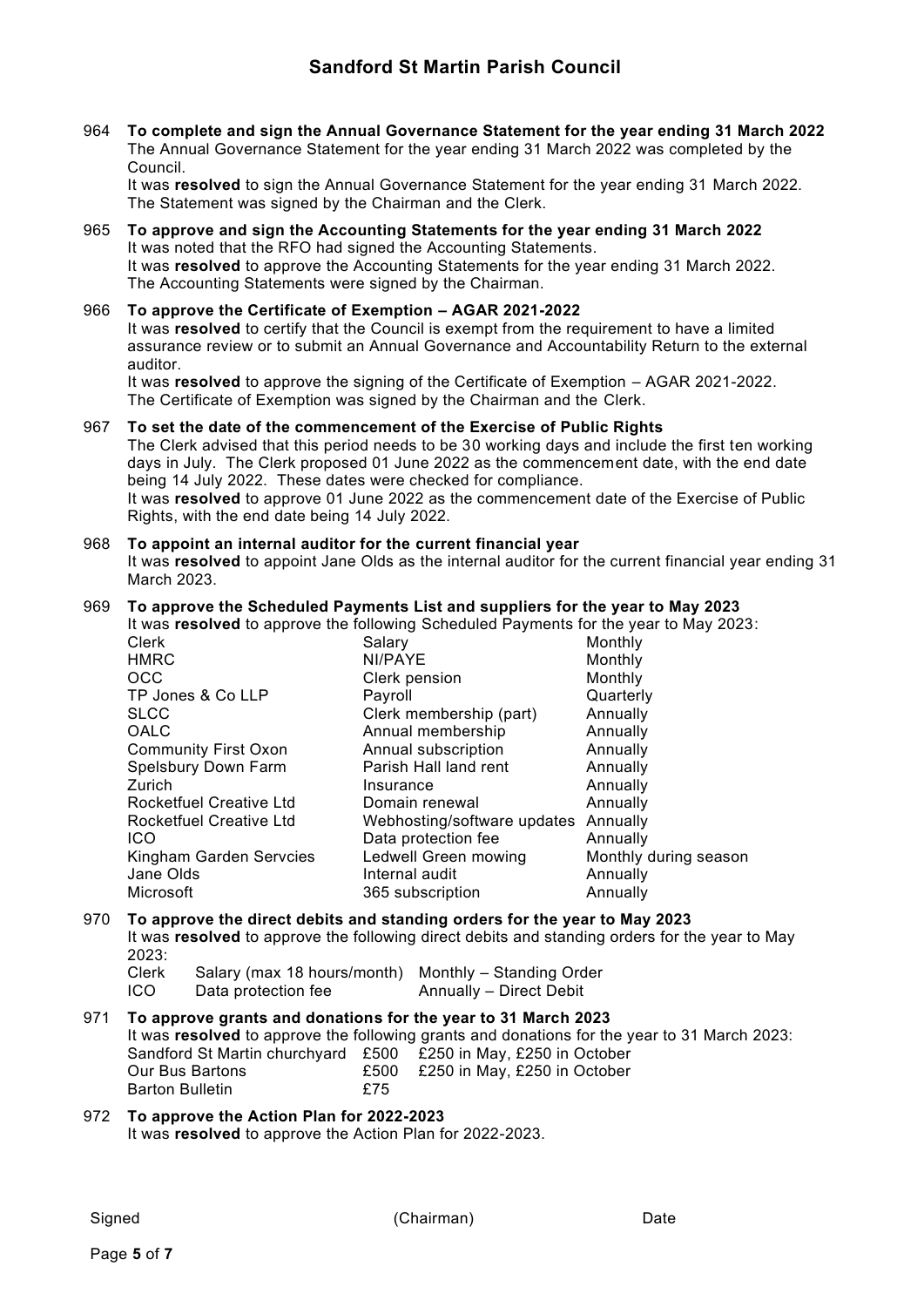# Sandford St Martin Parish Council

**964 To complete and sign the Annual Governance Statement for the year ending 31 March 2022**

The Annual Governance Statement for the year ending 31 March 2022 was completed by the Council.

It was **resolved** to sign the Annual Governance Statement for the year ending 31 March 2022. The Statement was signed by the Chairman and the Clerk.

**965 To approve and sign the Accounting Statements for the year ending 31 March 2022**

It was noted that the RFO had signed the Accounting Statements.

It was **resolved** to approve the Accounting Statements for the year ending 31 March 2022. The Accounting Statements were signed by the Chairman.

**966 To approve the Certificate of Exemption – AGAR 2021-2022**

It was **resolved** to certify that the Council is exempt from the requirement to have a limited assurance review or to submit an Annual Governance and Accountability Return to the external auditor.

It was **resolved** to approve the signing of the Certificate of Exemption – AGAR 2021-2022. The Certificate of Exemption was signed by the Chairman and the Clerk.

**967 To set the date of the commencement of the Exercise of Public Rights**

The Clerk advised that this period needs to be 30 working days and include the first ten working days in July. The Clerk proposed 01 June 2022 as the commencement date, with the end date being 14 July 2022. These dates were checked for compliance.

It was **resolved** to approve 01 June 2022 as the commencement date of the Exercise of Public Rights, with the end date being 14 July 2022.

**968 To appoint an internal auditor for the current financial year**

It was **resolved** to appoint Jane Olds as the internal auditor for the current financial year ending 31 March 2023.

**969 To approve the Scheduled Payments List and suppliers for the year to May 2023**

It was **resolved** to approve the following Scheduled Payments for the year to May 2023:

| | | |
|---|---|---|
| Clerk | Salary | Monthly |
| HMRC | NI/PAYE | Monthly |
| OCC | Clerk pension | Monthly |
| TP Jones & Co LLP | Payroll | Quarterly |
| SLCC | Clerk membership (part) | Annually |
| OALC | Annual membership | Annually |
| Community First Oxon | Annual subscription | Annually |
| Spelsbury Down Farm | Parish Hall land rent | Annually |
| Zurich | Insurance | Annually |
| Rocketfuel Creative Ltd | Domain renewal | Annually |
| Rocketfuel Creative Ltd | Webhosting/software updates | Annually |
| ICO | Data protection fee | Annually |
| Kingham Garden Servcies | Ledwell Green mowing | Monthly during season |
| Jane Olds | Internal audit | Annually |
| Microsoft | 365 subscription | Annually |

**970 To approve the direct debits and standing orders for the year to May 2023**

It was **resolved** to approve the following direct debits and standing orders for the year to May 2023:

| | | |
|---|---|---|
| Clerk | Salary (max 18 hours/month) | Monthly – Standing Order |
| ICO | Data protection fee | Annually – Direct Debit |

**971 To approve grants and donations for the year to 31 March 2023**

It was **resolved** to approve the following grants and donations for the year to 31 March 2023:

| | | |
|---|---|---|
| Sandford St Martin churchyard | £500 | £250 in May, £250 in October |
| Our Bus Bartons | £500 | £250 in May, £250 in October |
| Barton Bulletin | £75 | |

**972 To approve the Action Plan for 2022-2023**

It was **resolved** to approve the Action Plan for 2022-2023.

Signed (Chairman) Date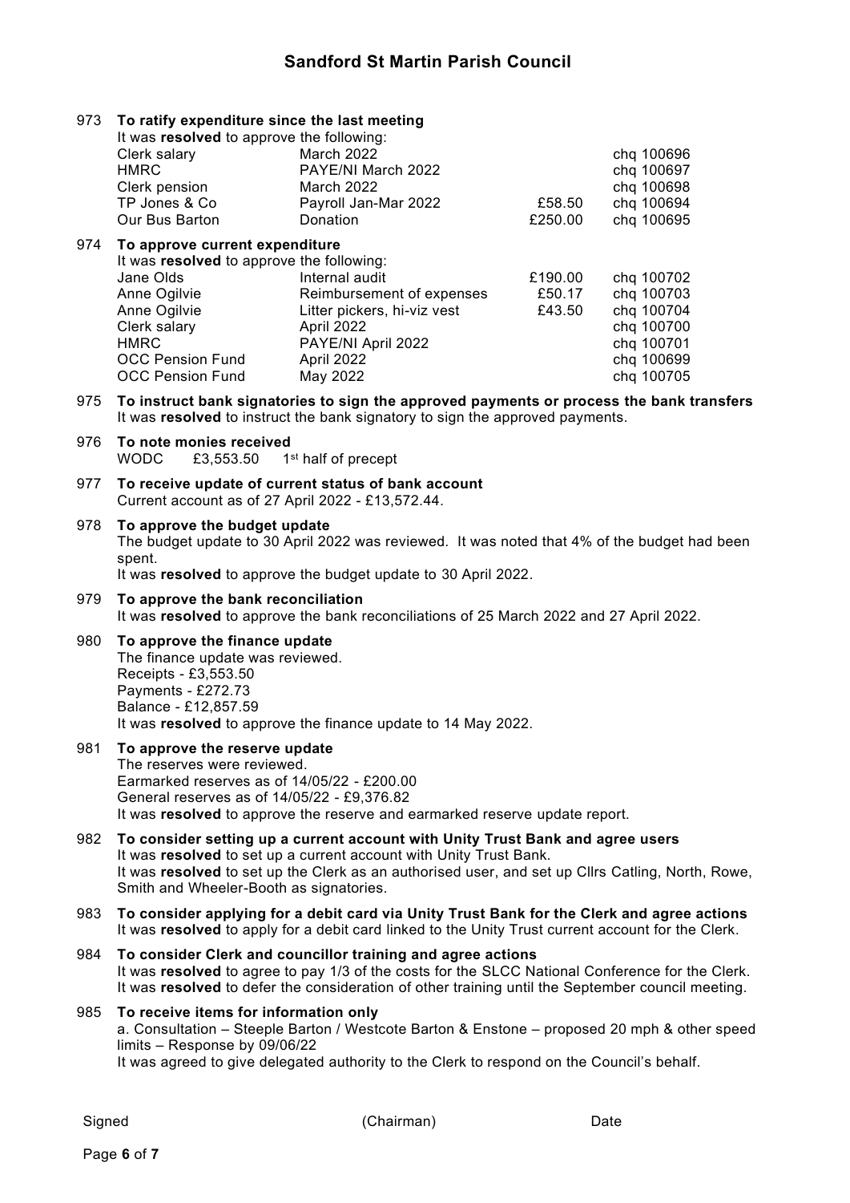973 **To ratify expenditure since the last meeting**

It was **resolved** to approve the following:

| | | | |
|---|---|---|---|
| Clerk salary | March 2022 | | chq 100696 |
| HMRC | PAYE/NI March 2022 | | chq 100697 |
| Clerk pension | March 2022 | | chq 100698 |
| TP Jones & Co | Payroll Jan-Mar 2022 | £58.50 | chq 100694 |
| Our Bus Barton | Donation | £250.00 | chq 100695 |

974 **To approve current expenditure**

It was **resolved** to approve the following:

| | | | |
|---|---|---|---|
| Jane Olds | Internal audit | £190.00 | chq 100702 |
| Anne Ogilvie | Reimbursement of expenses | £50.17 | chq 100703 |
| Anne Ogilvie | Litter pickers, hi-viz vest | £43.50 | chq 100704 |
| Clerk salary | April 2022 | | chq 100700 |
| HMRC | PAYE/NI April 2022 | | chq 100701 |
| OCC Pension Fund | April 2022 | | chq 100699 |
| OCC Pension Fund | May 2022 | | chq 100705 |

975 **To instruct bank signatories to sign the approved payments or process the bank transfers**
It was **resolved** to instruct the bank signatory to sign the approved payments.

976 **To note monies received**
WODC £3,553.50 1st half of precept

977 **To receive update of current status of bank account**
Current account as of 27 April 2022 - £13,572.44.

978 **To approve the budget update**
The budget update to 30 April 2022 was reviewed. It was noted that 4% of the budget had been spent.
It was **resolved** to approve the budget update to 30 April 2022.

979 **To approve the bank reconciliation**
It was **resolved** to approve the bank reconciliations of 25 March 2022 and 27 April 2022.

980 **To approve the finance update**
The finance update was reviewed.
Receipts - £3,553.50
Payments - £272.73
Balance - £12,857.59
It was **resolved** to approve the finance update to 14 May 2022.

981 **To approve the reserve update**
The reserves were reviewed.
Earmarked reserves as of 14/05/22 - £200.00
General reserves as of 14/05/22 - £9,376.82
It was **resolved** to approve the reserve and earmarked reserve update report.

982 **To consider setting up a current account with Unity Trust Bank and agree users**
It was **resolved** to set up a current account with Unity Trust Bank.
It was **resolved** to set up the Clerk as an authorised user, and set up Cllrs Catling, North, Rowe, Smith and Wheeler-Booth as signatories.

983 **To consider applying for a debit card via Unity Trust Bank for the Clerk and agree actions**
It was **resolved** to apply for a debit card linked to the Unity Trust current account for the Clerk.

984 **To consider Clerk and councillor training and agree actions**
It was **resolved** to agree to pay 1/3 of the costs for the SLCC National Conference for the Clerk.
It was **resolved** to defer the consideration of other training until the September council meeting.

985 **To receive items for information only**
a. Consultation – Steeple Barton / Westcote Barton & Enstone – proposed 20 mph & other speed limits – Response by 09/06/22
It was agreed to give delegated authority to the Clerk to respond on the Council's behalf.

Signed (Chairman) Date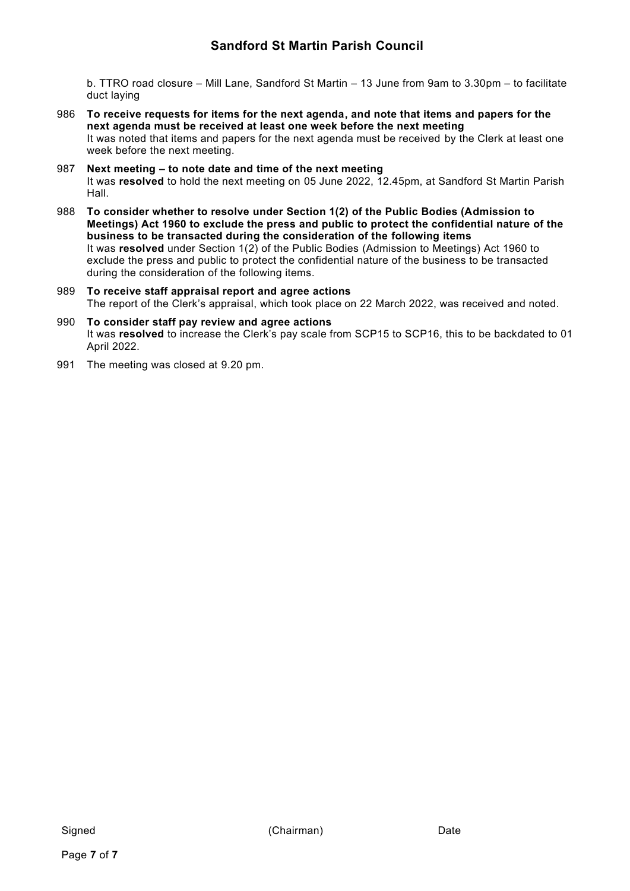b. TTRO road closure – Mill Lane, Sandford St Martin – 13 June from 9am to 3.30pm – to facilitate duct laying

986 **To receive requests for items for the next agenda, and note that items and papers for the next agenda must be received at least one week before the next meeting**
It was noted that items and papers for the next agenda must be received by the Clerk at least one week before the next meeting.

987 **Next meeting – to note date and time of the next meeting**
It was **resolved** to hold the next meeting on 05 June 2022, 12.45pm, at Sandford St Martin Parish Hall.

988 **To consider whether to resolve under Section 1(2) of the Public Bodies (Admission to Meetings) Act 1960 to exclude the press and public to protect the confidential nature of the business to be transacted during the consideration of the following items**
It was **resolved** under Section 1(2) of the Public Bodies (Admission to Meetings) Act 1960 to exclude the press and public to protect the confidential nature of the business to be transacted during the consideration of the following items.

989 **To receive staff appraisal report and agree actions**
The report of the Clerk's appraisal, which took place on 22 March 2022, was received and noted.

990 **To consider staff pay review and agree actions**
It was **resolved** to increase the Clerk's pay scale from SCP15 to SCP16, this to be backdated to 01 April 2022.

991 The meeting was closed at 9.20 pm.

Signed (Chairman) Date